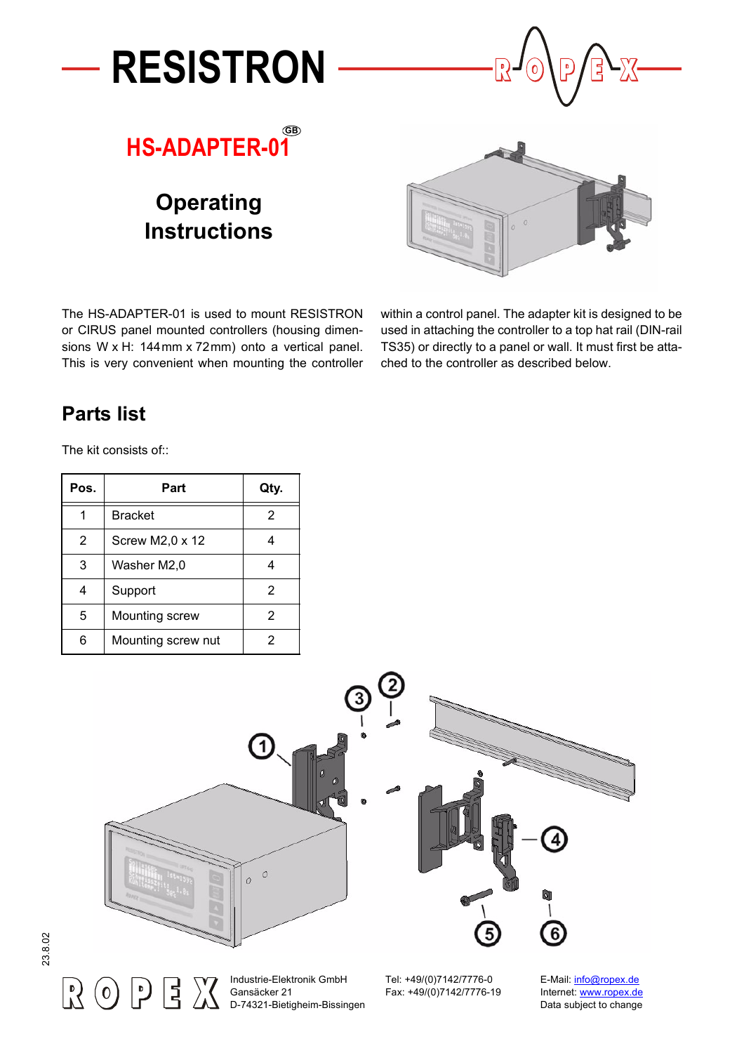# RESISTRON

## HS-ADAPTER-01

## Operating Instructions

The HS-ADAPTER-01 is used to mount RESISTRON or CIRUS panel mounted controllers (housing dimensions W x H: 144 mm x 72 mm) onto a vertical panel. This is very convenient when mounting the controller within a control panel. The adapter kit is designed to be used in attaching the controller to a top hat rail (DIN-rail TS35) or directly to a panel or wall. It must first be attached to the controller as described below.

## Parts list

The kit consists of::

| Pos. | Part | Qty. |
|---|---|---|
| 1 | Bracket | 2 |
| 2 | Screw M2,0 x 12 | 4 |
| 3 | Washer M2,0 | 4 |
| 4 | Support | 2 |
| 5 | Mounting screw | 2 |
| 6 | Mounting screw nut | 2 |

23.8.02

Industrie-Elektronik GmbH
Gansäcker 21
D-74321-Bietigheim-Bissingen

Tel: +49/(0)7142/7776-0
Fax: +49/(0)7142/7776-19

E-Mail: info@ropex.de
Internet: www.ropex.de
Data subject to change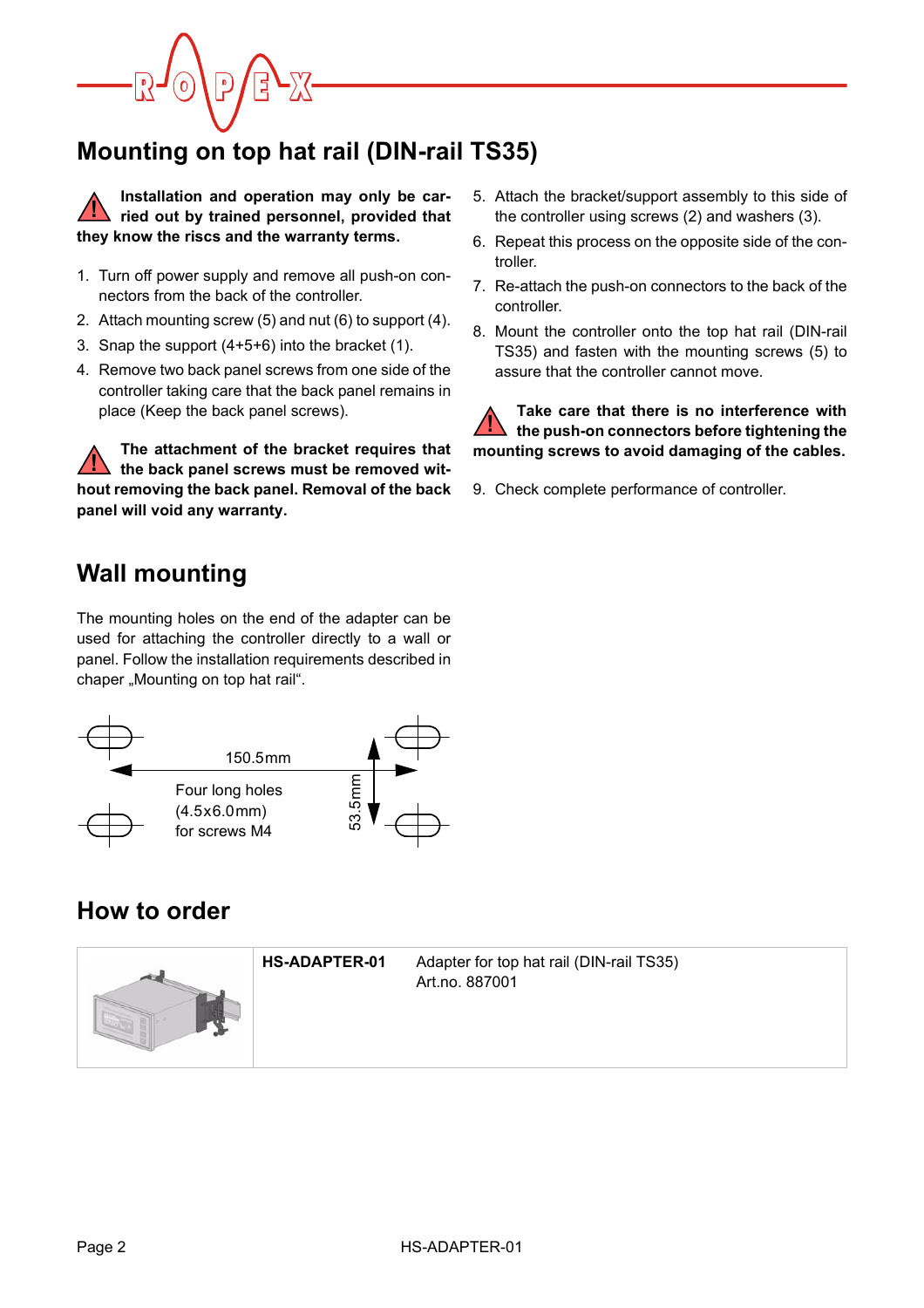## Mounting on top hat rail (DIN-rail TS35)

**Installation and operation may only be carried out by trained personnel, provided that they know the riscs and the warranty terms.**

1. Turn off power supply and remove all push-on connectors from the back of the controller.
2. Attach mounting screw (5) and nut (6) to support (4).
3. Snap the support (4+5+6) into the bracket (1).
4. Remove two back panel screws from one side of the controller taking care that the back panel remains in place (Keep the back panel screws).

**The attachment of the bracket requires that the back panel screws must be removed without removing the back panel. Removal of the back panel will void any warranty.**

5. Attach the bracket/support assembly to this side of the controller using screws (2) and washers (3).
6. Repeat this process on the opposite side of the controller.
7. Re-attach the push-on connectors to the back of the controller.
8. Mount the controller onto the top hat rail (DIN-rail TS35) and fasten with the mounting screws (5) to assure that the controller cannot move.

**Take care that there is no interference with the push-on connectors before tightening the mounting screws to avoid damaging of the cables.**

9. Check complete performance of controller.

## Wall mounting

The mounting holes on the end of the adapter can be used for attaching the controller directly to a wall or panel. Follow the installation requirements described in chaper „Mounting on top hat rail".

150.5mm

53.5mm

Four long holes
(4.5x6.0mm)
for screws M4

## How to order

| | | |
|---|---|---|
| | **HS-ADAPTER-01** | Adapter for top hat rail (DIN-rail TS35)<br>Art.no. 887001 |